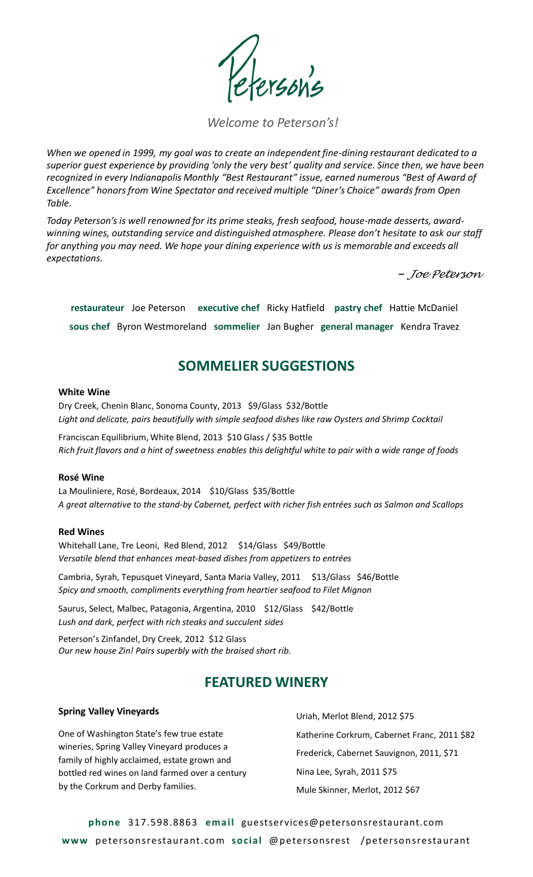# Peterson's

*Welcome to Peterson's!*

*When we opened in 1999, my goal was to create an independent fine-dining restaurant dedicated to a superior guest experience by providing 'only the very best' quality and service. Since then, we have been recognized in every Indianapolis Monthly "Best Restaurant" issue, earned numerous "Best of Award of Excellence" honors from Wine Spectator and received multiple "Diner's Choice" awards from Open Table.*

*Today Peterson's is well renowned for its prime steaks, fresh seafood, house-made desserts, award-winning wines, outstanding service and distinguished atmosphere. Please don't hesitate to ask our staff for anything you may need. We hope your dining experience with us is memorable and exceeds all expectations.*

*– Joe Peterson*

**restaurateur** Joe Peterson **executive chef** Ricky Hatfield **pastry chef** Hattie McDaniel
**sous chef** Byron Westmoreland **sommelier** Jan Bugher **general manager** Kendra Travez

## SOMMELIER SUGGESTIONS

### White Wine

Dry Creek, Chenin Blanc, Sonoma County, 2013 $9/Glass $32/Bottle
*Light and delicate, pairs beautifully with simple seafood dishes like raw Oysters and Shrimp Cocktail*

Franciscan Equilibrium, White Blend, 2013 $10 Glass / $35 Bottle
*Rich fruit flavors and a hint of sweetness enables this delightful white to pair with a wide range of foods*

### Rosé Wine

La Mouliniere, Rosé, Bordeaux, 2014 $10/Glass $35/Bottle
*A great alternative to the stand-by Cabernet, perfect with richer fish entrées such as Salmon and Scallops*

### Red Wines

Whitehall Lane, Tre Leoni, Red Blend, 2012 $14/Glass $49/Bottle
*Versatile blend that enhances meat-based dishes from appetizers to entrées*

Cambria, Syrah, Tepusquet Vineyard, Santa Maria Valley, 2011 $13/Glass $46/Bottle
*Spicy and smooth, compliments everything from heartier seafood to Filet Mignon*

Saurus, Select, Malbec, Patagonia, Argentina, 2010 $12/Glass $42/Bottle
*Lush and dark, perfect with rich steaks and succulent sides*

Peterson's Zinfandel, Dry Creek, 2012 $12 Glass
*Our new house Zin! Pairs superbly with the braised short rib.*

## FEATURED WINERY

### Spring Valley Vineyards

One of Washington State's few true estate wineries, Spring Valley Vineyard produces a family of highly acclaimed, estate grown and bottled red wines on land farmed over a century by the Corkrum and Derby families.

Uriah, Merlot Blend, 2012 $75

Katherine Corkrum, Cabernet Franc, 2011 $82

Frederick, Cabernet Sauvignon, 2011, $71

Nina Lee, Syrah, 2011 $75

Mule Skinner, Merlot, 2012 $67

**phone** 317.598.8863 **email** guestservices@petersonsrestaurant.com
**www** petersonsrestaurant.com **social** @petersonsrest /petersonsrestaurant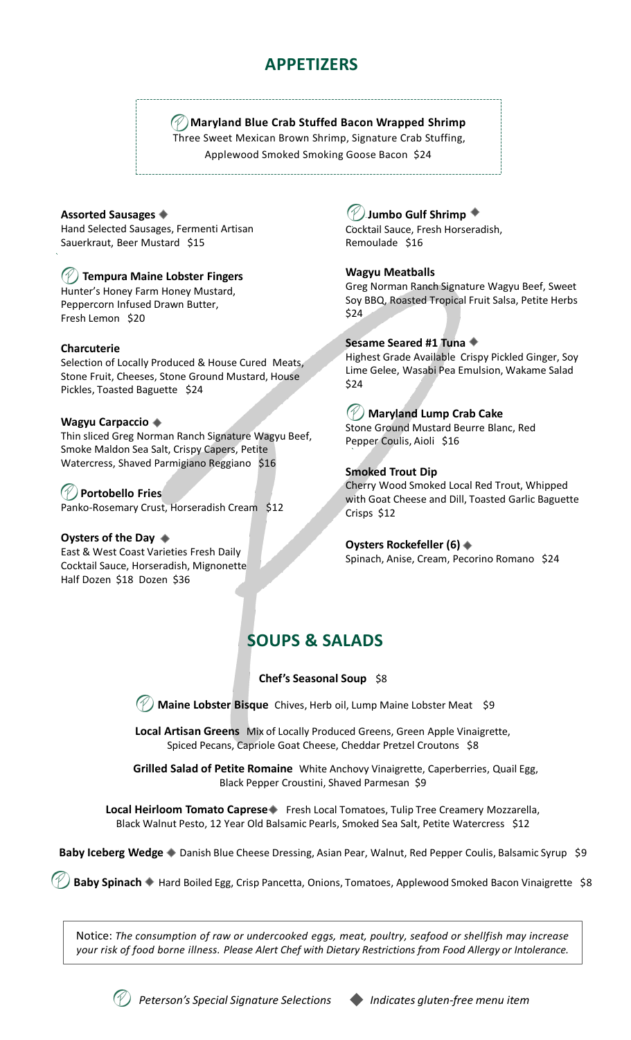## APPETIZERS

**Maryland Blue Crab Stuffed Bacon Wrapped Shrimp**
Three Sweet Mexican Brown Shrimp, Signature Crab Stuffing, Applewood Smoked Smoking Goose Bacon $24

**Assorted Sausages** ◆
Hand Selected Sausages, Fermenti Artisan Sauerkraut, Beer Mustard $15

**Tempura Maine Lobster Fingers**
Hunter's Honey Farm Honey Mustard, Peppercorn Infused Drawn Butter, Fresh Lemon $20

**Charcuterie**
Selection of Locally Produced & House Cured Meats, Stone Fruit, Cheeses, Stone Ground Mustard, House Pickles, Toasted Baguette $24

**Wagyu Carpaccio** ◆
Thin sliced Greg Norman Ranch Signature Wagyu Beef, Smoke Maldon Sea Salt, Crispy Capers, Petite Watercress, Shaved Parmigiano Reggiano $16

**Portobello Fries**
Panko-Rosemary Crust, Horseradish Cream $12

**Oysters of the Day** ◆
East & West Coast Varieties Fresh Daily Cocktail Sauce, Horseradish, Mignonette
Half Dozen $18 Dozen $36

**Jumbo Gulf Shrimp** ◆
Cocktail Sauce, Fresh Horseradish, Remoulade $16

**Wagyu Meatballs**
Greg Norman Ranch Signature Wagyu Beef, Sweet Soy BBQ, Roasted Tropical Fruit Salsa, Petite Herbs $24

**Sesame Seared #1 Tuna** ◆
Highest Grade Available Crispy Pickled Ginger, Soy Lime Gelee, Wasabi Pea Emulsion, Wakame Salad $24

**Maryland Lump Crab Cake**
Stone Ground Mustard Beurre Blanc, Red Pepper Coulis, Aioli $16

**Smoked Trout Dip**
Cherry Wood Smoked Local Red Trout, Whipped with Goat Cheese and Dill, Toasted Garlic Baguette Crisps $12

**Oysters Rockefeller (6)** ◆
Spinach, Anise, Cream, Pecorino Romano $24

## SOUPS & SALADS

**Chef's Seasonal Soup** $8

**Maine Lobster Bisque** Chives, Herb oil, Lump Maine Lobster Meat $9

**Local Artisan Greens** Mix of Locally Produced Greens, Green Apple Vinaigrette, Spiced Pecans, Capriole Goat Cheese, Cheddar Pretzel Croutons $8

**Grilled Salad of Petite Romaine** White Anchovy Vinaigrette, Caperberries, Quail Egg, Black Pepper Croustini, Shaved Parmesan $9

**Local Heirloom Tomato Caprese** ◆ Fresh Local Tomatoes, Tulip Tree Creamery Mozzarella, Black Walnut Pesto, 12 Year Old Balsamic Pearls, Smoked Sea Salt, Petite Watercress $12

**Baby Iceberg Wedge** ◆ Danish Blue Cheese Dressing, Asian Pear, Walnut, Red Pepper Coulis, Balsamic Syrup $9

**Baby Spinach** ◆ Hard Boiled Egg, Crisp Pancetta, Onions, Tomatoes, Applewood Smoked Bacon Vinaigrette $8

Notice: *The consumption of raw or undercooked eggs, meat, poultry, seafood or shellfish may increase your risk of food borne illness. Please Alert Chef with Dietary Restrictions from Food Allergy or Intolerance.*

*Peterson's Special Signature Selections* ◆ *Indicates gluten-free menu item*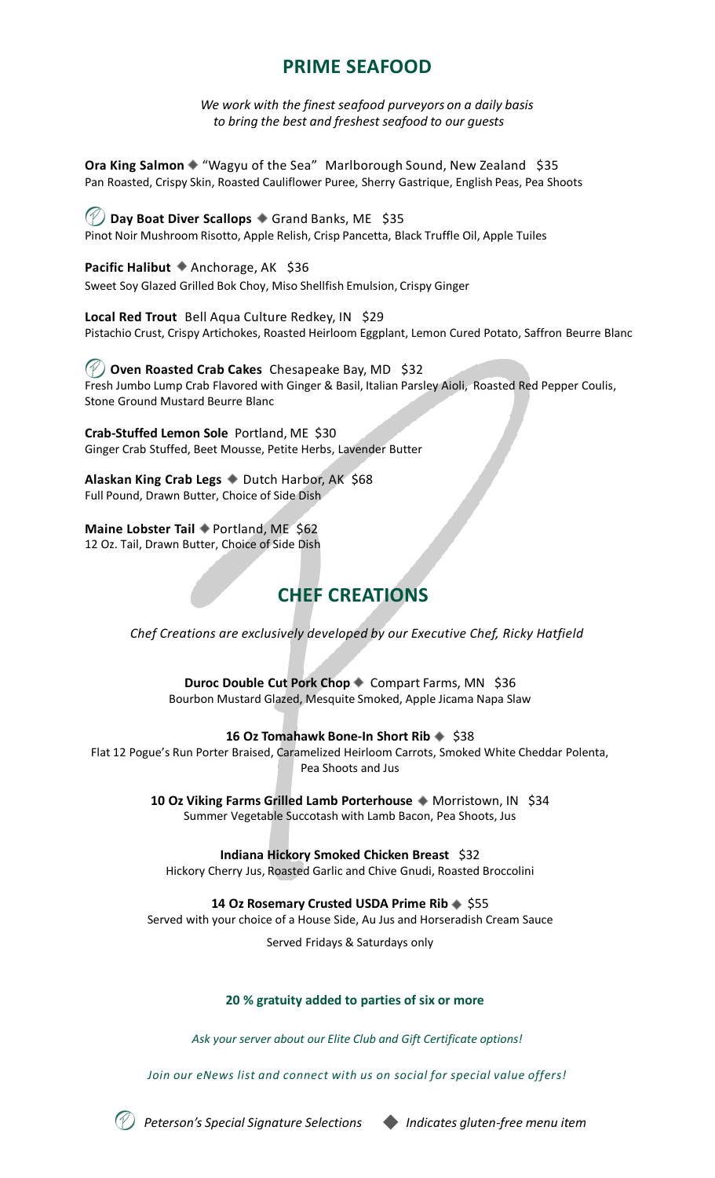## PRIME SEAFOOD

*We work with the finest seafood purveyors on a daily basis to bring the best and freshest seafood to our guests*

**Ora King Salmon** ◆ "Wagyu of the Sea" Marlborough Sound, New Zealand $35
Pan Roasted, Crispy Skin, Roasted Cauliflower Puree, Sherry Gastrique, English Peas, Pea Shoots

**Day Boat Diver Scallops** ◆ Grand Banks, ME $35
Pinot Noir Mushroom Risotto, Apple Relish, Crisp Pancetta, Black Truffle Oil, Apple Tuiles

**Pacific Halibut** ◆ Anchorage, AK $36
Sweet Soy Glazed Grilled Bok Choy, Miso Shellfish Emulsion, Crispy Ginger

**Local Red Trout** Bell Aqua Culture Redkey, IN $29
Pistachio Crust, Crispy Artichokes, Roasted Heirloom Eggplant, Lemon Cured Potato, Saffron Beurre Blanc

**Oven Roasted Crab Cakes** Chesapeake Bay, MD $32
Fresh Jumbo Lump Crab Flavored with Ginger & Basil, Italian Parsley Aioli, Roasted Red Pepper Coulis, Stone Ground Mustard Beurre Blanc

**Crab-Stuffed Lemon Sole** Portland, ME $30
Ginger Crab Stuffed, Beet Mousse, Petite Herbs, Lavender Butter

**Alaskan King Crab Legs** ◆ Dutch Harbor, AK $68
Full Pound, Drawn Butter, Choice of Side Dish

**Maine Lobster Tail** ◆ Portland, ME $62
12 Oz. Tail, Drawn Butter, Choice of Side Dish

## CHEF CREATIONS

*Chef Creations are exclusively developed by our Executive Chef, Ricky Hatfield*

**Duroc Double Cut Pork Chop** ◆ Compart Farms, MN $36
Bourbon Mustard Glazed, Mesquite Smoked, Apple Jicama Napa Slaw

**16 Oz Tomahawk Bone-In Short Rib** ◆ $38
Flat 12 Pogue's Run Porter Braised, Caramelized Heirloom Carrots, Smoked White Cheddar Polenta, Pea Shoots and Jus

**10 Oz Viking Farms Grilled Lamb Porterhouse** ◆ Morristown, IN $34
Summer Vegetable Succotash with Lamb Bacon, Pea Shoots, Jus

**Indiana Hickory Smoked Chicken Breast** $32
Hickory Cherry Jus, Roasted Garlic and Chive Gnudi, Roasted Broccolini

**14 Oz Rosemary Crusted USDA Prime Rib** ◆ $55
Served with your choice of a House Side, Au Jus and Horseradish Cream Sauce

Served Fridays & Saturdays only

**20 % gratuity added to parties of six or more**

*Ask your server about our Elite Club and Gift Certificate options!*

*Join our eNews list and connect with us on social for special value offers!*

*Peterson's Special Signature Selections* ◆ *Indicates gluten-free menu item*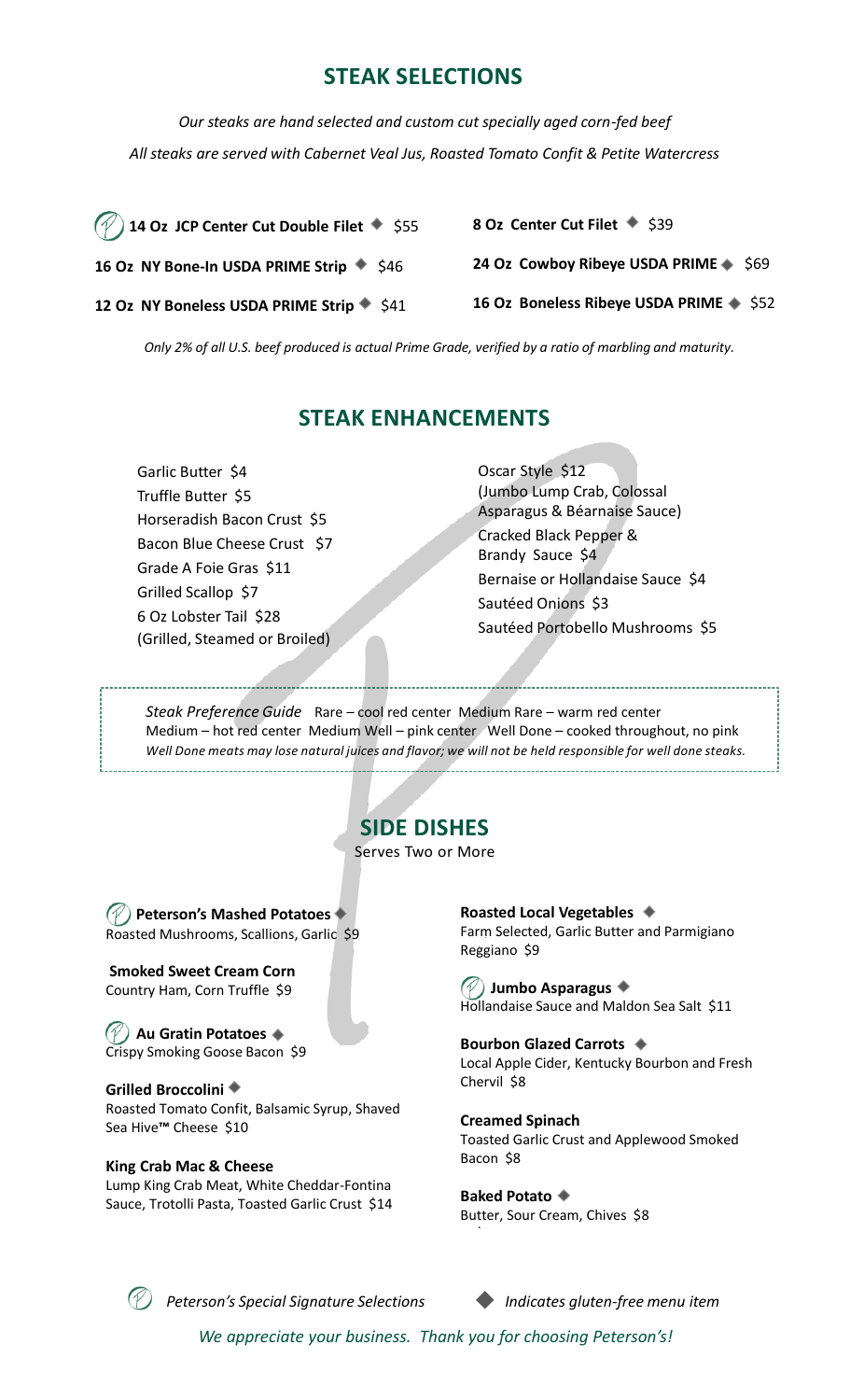## STEAK SELECTIONS

*Our steaks are hand selected and custom cut specially aged corn-fed beef*

*All steaks are served with Cabernet Veal Jus, Roasted Tomato Confit & Petite Watercress*

**14 Oz JCP Center Cut Double Filet** ◆ $55

**16 Oz NY Bone-In USDA PRIME Strip** ◆ $46

**12 Oz NY Boneless USDA PRIME Strip** ◆ $41

**8 Oz Center Cut Filet** ◆ $39

**24 Oz Cowboy Ribeye USDA PRIME** ◆ $69

**16 Oz Boneless Ribeye USDA PRIME** ◆ $52

*Only 2% of all U.S. beef produced is actual Prime Grade, verified by a ratio of marbling and maturity.*

## STEAK ENHANCEMENTS

Garlic Butter $4
Truffle Butter $5
Horseradish Bacon Crust $5
Bacon Blue Cheese Crust $7
Grade A Foie Gras $11
Grilled Scallop $7
6 Oz Lobster Tail $28
(Grilled, Steamed or Broiled)

Oscar Style $12
(Jumbo Lump Crab, Colossal Asparagus & Béarnaise Sauce)
Cracked Black Pepper & Brandy Sauce $4
Bernaise or Hollandaise Sauce $4
Sautéed Onions $3
Sautéed Portobello Mushrooms $5

*Steak Preference Guide* Rare – cool red center Medium Rare – warm red center
Medium – hot red center Medium Well – pink center Well Done – cooked throughout, no pink
*Well Done meats may lose natural juices and flavor; we will not be held responsible for well done steaks.*

## SIDE DISHES

Serves Two or More

**Peterson's Mashed Potatoes** ◆
Roasted Mushrooms, Scallions, Garlic $9

**Smoked Sweet Cream Corn**
Country Ham, Corn Truffle $9

**Au Gratin Potatoes** ◆
Crispy Smoking Goose Bacon $9

**Grilled Broccolini** ◆
Roasted Tomato Confit, Balsamic Syrup, Shaved Sea Hive™ Cheese $10

**King Crab Mac & Cheese**
Lump King Crab Meat, White Cheddar-Fontina Sauce, Trotolli Pasta, Toasted Garlic Crust $14

**Roasted Local Vegetables** ◆
Farm Selected, Garlic Butter and Parmigiano Reggiano $9

**Jumbo Asparagus** ◆
Hollandaise Sauce and Maldon Sea Salt $11

**Bourbon Glazed Carrots** ◆
Local Apple Cider, Kentucky Bourbon and Fresh Chervil $8

**Creamed Spinach**
Toasted Garlic Crust and Applewood Smoked Bacon $8

**Baked Potato** ◆
Butter, Sour Cream, Chives $8

*Peterson's Special Signature Selections* ◆ *Indicates gluten-free menu item*

*We appreciate your business. Thank you for choosing Peterson's!*